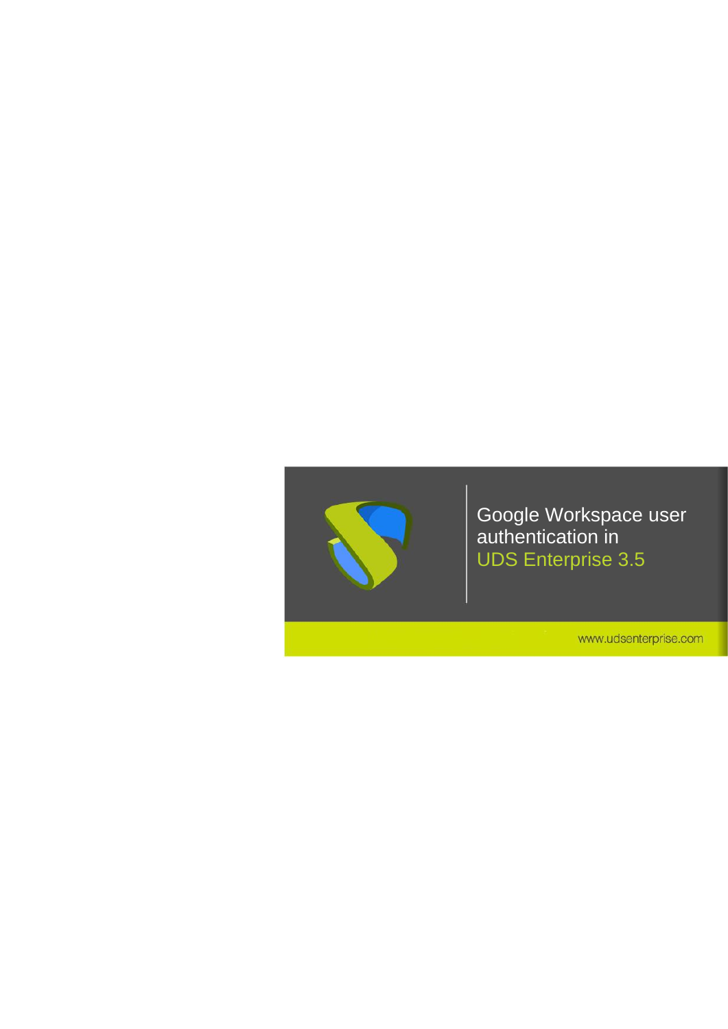# Google Workspace user authentication in UDS Enterprise 3.5

www.udsenterprise.com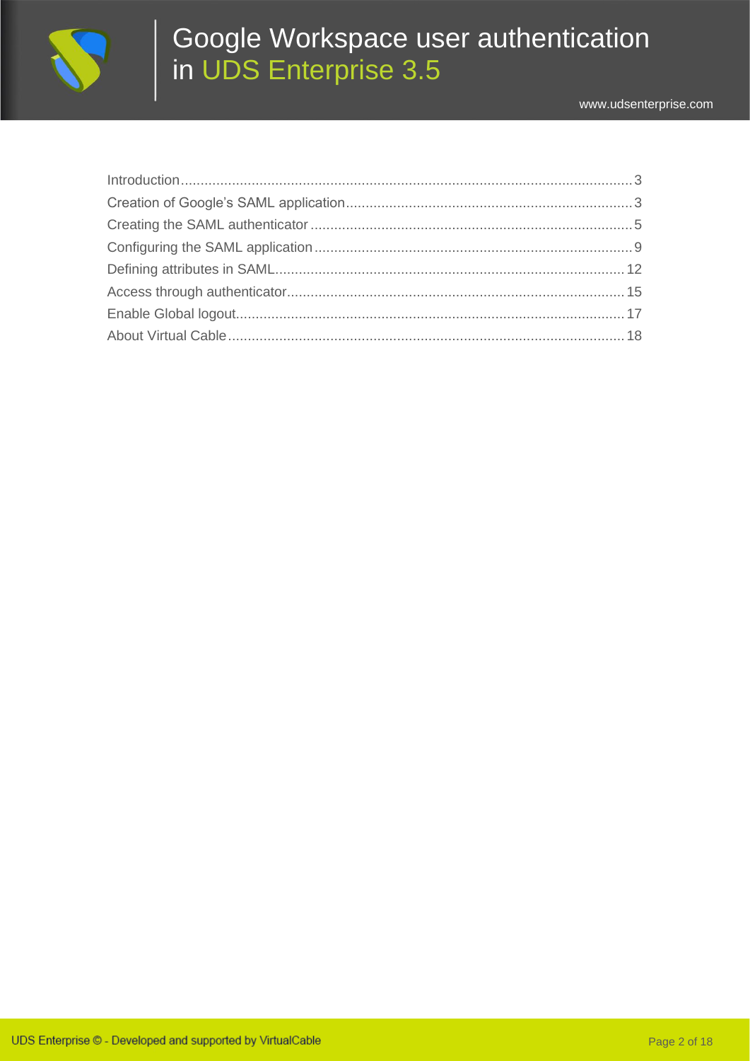| | |
|---|---|
| Introduction | 3 |
| Creation of Google's SAML application | 3 |
| Creating the SAML authenticator | 5 |
| Configuring the SAML application | 9 |
| Defining attributes in SAML | 12 |
| Access through authenticator | 15 |
| Enable Global logout | 17 |
| About Virtual Cable | 18 |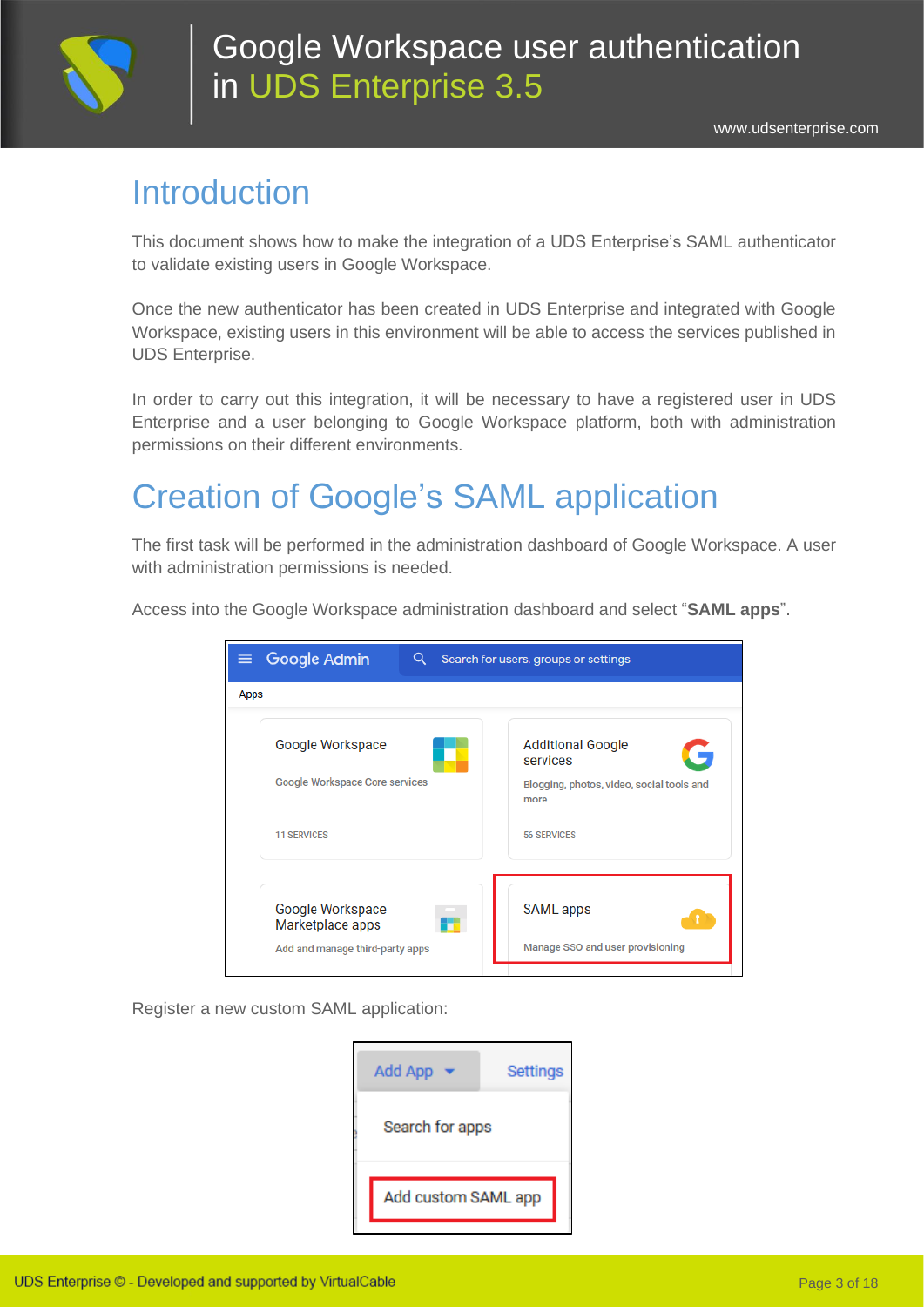# Introduction

This document shows how to make the integration of a UDS Enterprise's SAML authenticator to validate existing users in Google Workspace.

Once the new authenticator has been created in UDS Enterprise and integrated with Google Workspace, existing users in this environment will be able to access the services published in UDS Enterprise.

In order to carry out this integration, it will be necessary to have a registered user in UDS Enterprise and a user belonging to Google Workspace platform, both with administration permissions on their different environments.

# Creation of Google's SAML application

The first task will be performed in the administration dashboard of Google Workspace. A user with administration permissions is needed.

Access into the Google Workspace administration dashboard and select "**SAML apps**".

Register a new custom SAML application: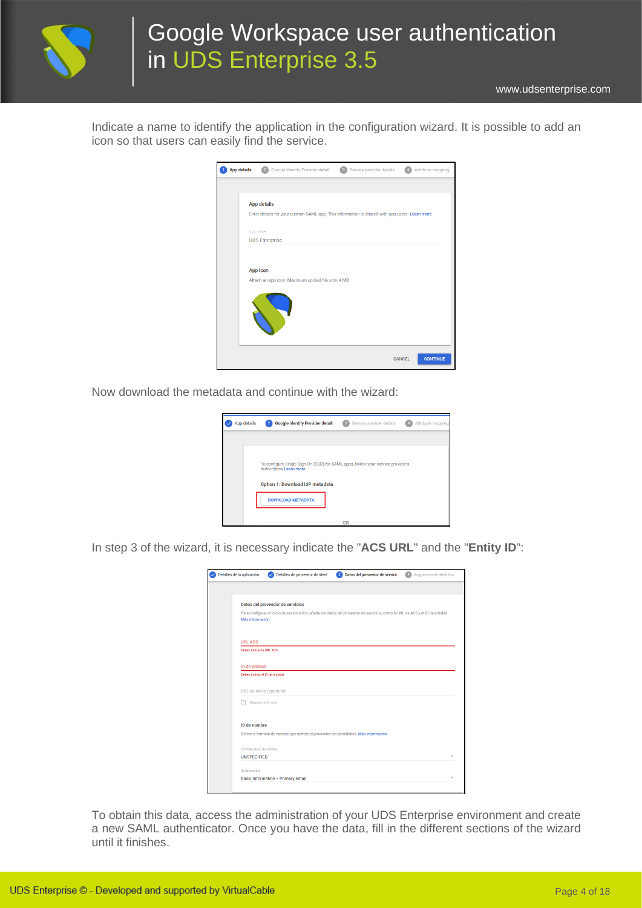Indicate a name to identify the application in the configuration wizard. It is possible to add an icon so that users can easily find the service.

Now download the metadata and continue with the wizard:

In step 3 of the wizard, it is necessary indicate the "**ACS URL**" and the "**Entity ID**":

To obtain this data, access the administration of your UDS Enterprise environment and create a new SAML authenticator. Once you have the data, fill in the different sections of the wizard until it finishes.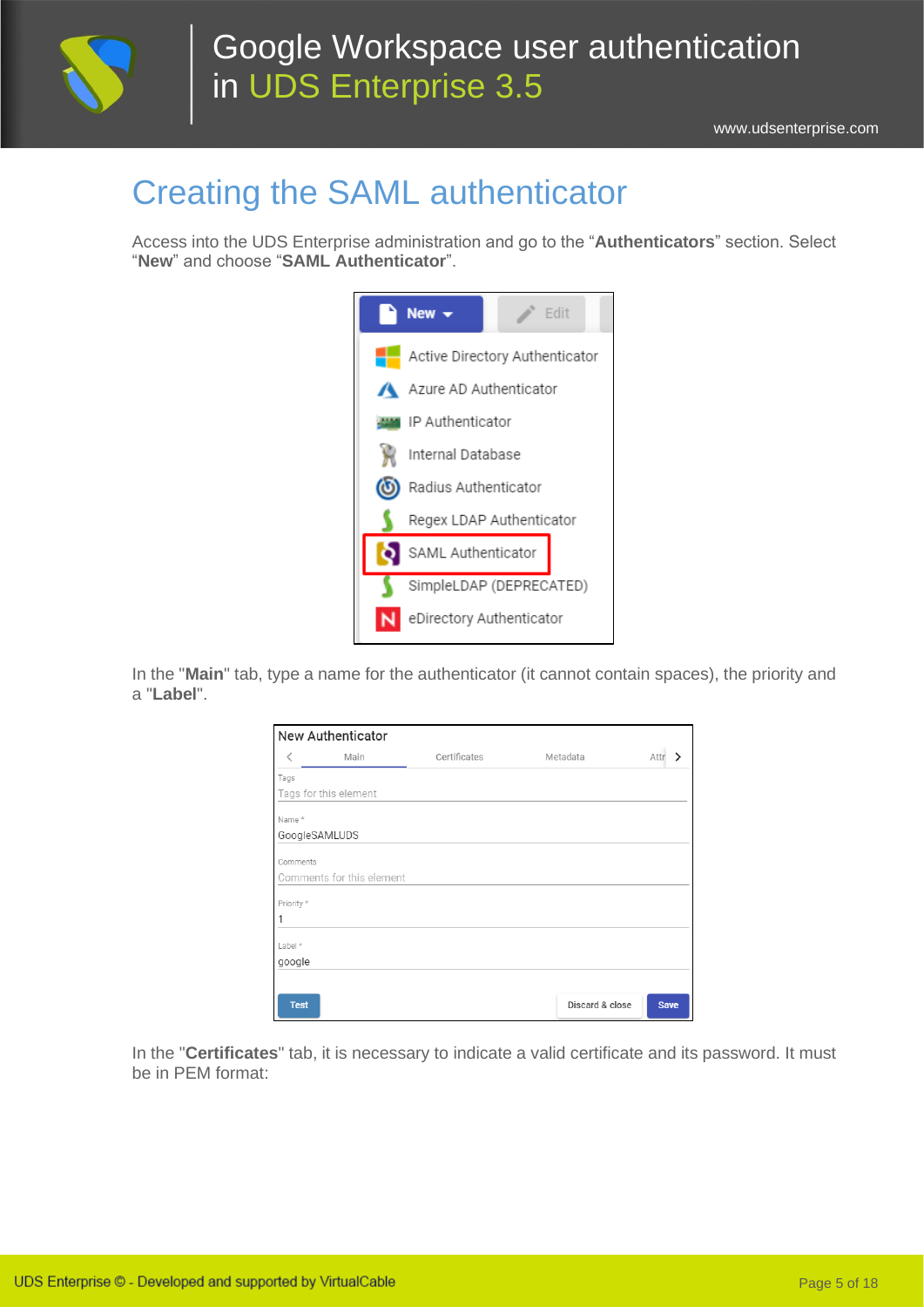# Creating the SAML authenticator

Access into the UDS Enterprise administration and go to the "**Authenticators**" section. Select "**New**" and choose "**SAML Authenticator**".

In the "**Main**" tab, type a name for the authenticator (it cannot contain spaces), the priority and a "**Label**".

In the "**Certificates**" tab, it is necessary to indicate a valid certificate and its password. It must be in PEM format: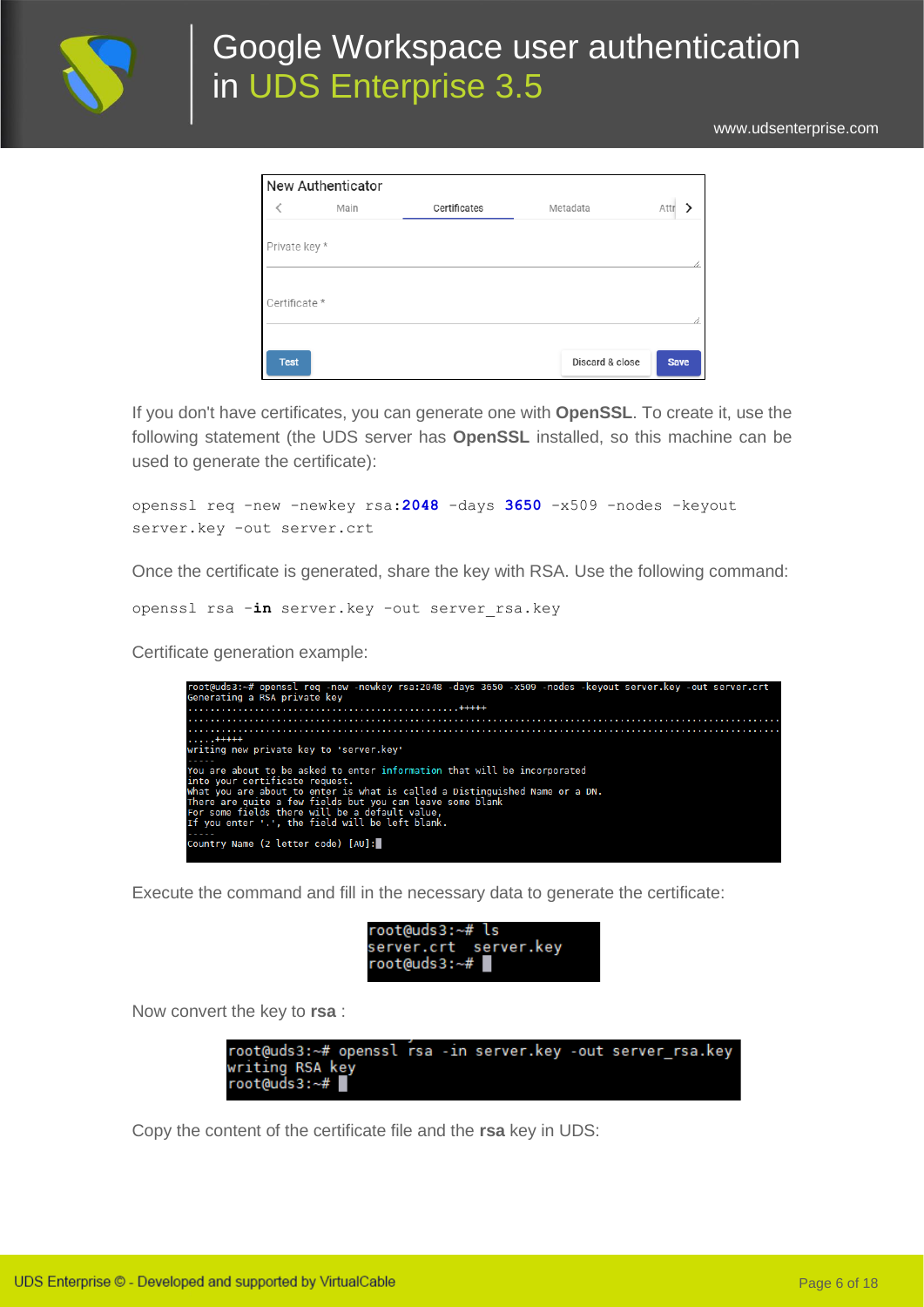If you don't have certificates, you can generate one with **OpenSSL**. To create it, use the following statement (the UDS server has **OpenSSL** installed, so this machine can be used to generate the certificate):

```
openssl req -new -newkey rsa:2048 -days 3650 -x509 -nodes -keyout
server.key -out server.crt
```

Once the certificate is generated, share the key with RSA. Use the following command:

```
openssl rsa -in server.key -out server_rsa.key
```

Certificate generation example:

Execute the command and fill in the necessary data to generate the certificate:

Now convert the key to **rsa** :

Copy the content of the certificate file and the **rsa** key in UDS: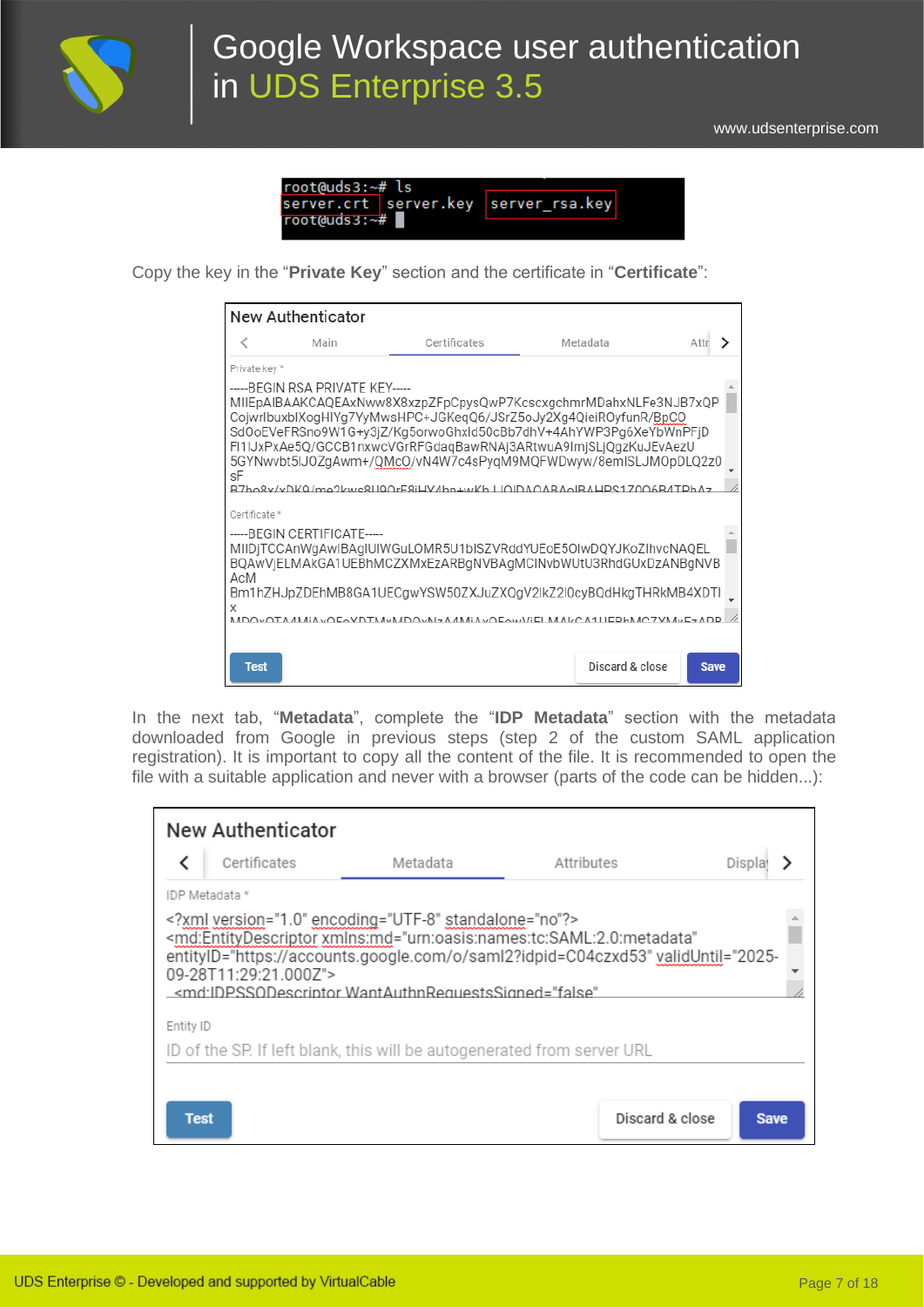Copy the key in the “**Private Key**” section and the certificate in “**Certificate**”:

In the next tab, “**Metadata**”, complete the “**IDP Metadata**” section with the metadata downloaded from Google in previous steps (step 2 of the custom SAML application registration). It is important to copy all the content of the file. It is recommended to open the file with a suitable application and never with a browser (parts of the code can be hidden...):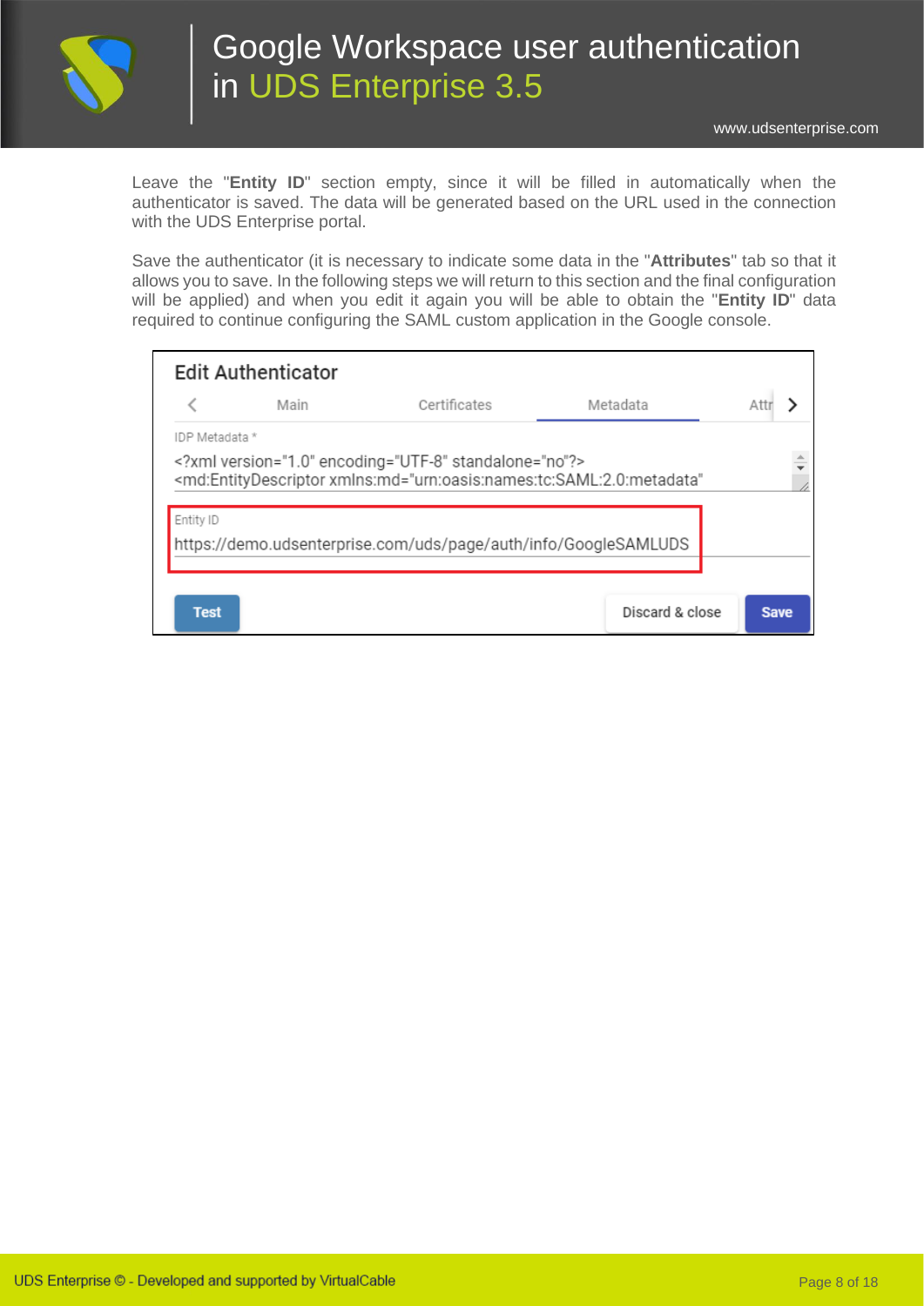Leave the "**Entity ID**" section empty, since it will be filled in automatically when the authenticator is saved. The data will be generated based on the URL used in the connection with the UDS Enterprise portal.

Save the authenticator (it is necessary to indicate some data in the "**Attributes**" tab so that it allows you to save. In the following steps we will return to this section and the final configuration will be applied) and when you edit it again you will be able to obtain the "**Entity ID**" data required to continue configuring the SAML custom application in the Google console.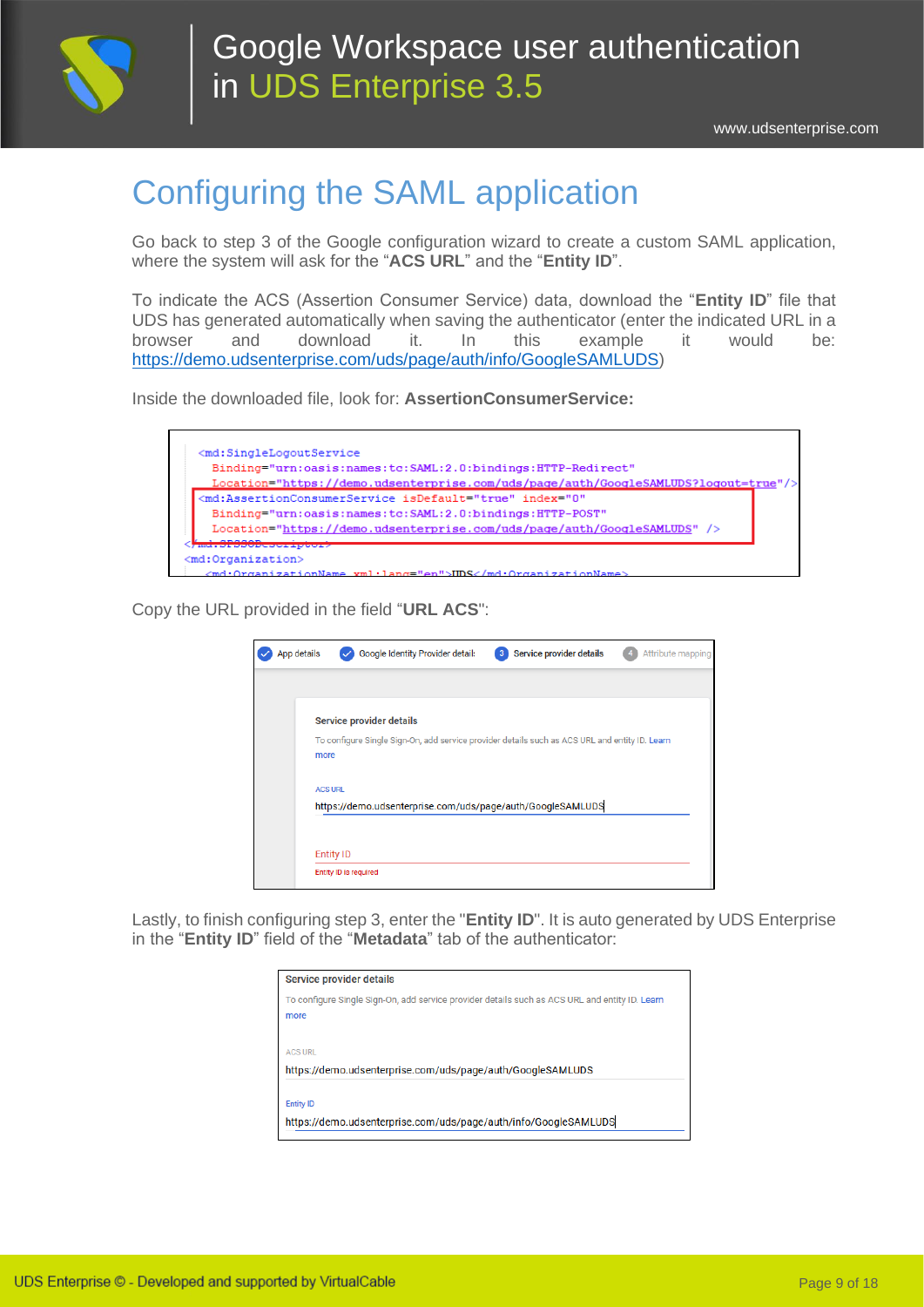# Configuring the SAML application

Go back to step 3 of the Google configuration wizard to create a custom SAML application, where the system will ask for the "**ACS URL**" and the "**Entity ID**".

To indicate the ACS (Assertion Consumer Service) data, download the "**Entity ID**" file that UDS has generated automatically when saving the authenticator (enter the indicated URL in a browser and download it. In this example it would be: https://demo.udsenterprise.com/uds/page/auth/info/GoogleSAMLUDS)

Inside the downloaded file, look for: **AssertionConsumerService:**

```
<md:SingleLogoutService
  Binding="urn:oasis:names:tc:SAML:2.0:bindings:HTTP-Redirect"
  Location="https://demo.udsenterprise.com/uds/page/auth/GoogleSAMLUDS?logout=true"/>
<md:AssertionConsumerService isDefault="true" index="0"
  Binding="urn:oasis:names:tc:SAML:2.0:bindings:HTTP-POST"
  Location="https://demo.udsenterprise.com/uds/page/auth/GoogleSAMLUDS" />
</md:SPSSODescriptor>
<md:Organization>
  <md:OrganizationName xml:lang="en">UDS</md:OrganizationName>
```

Copy the URL provided in the field "**URL ACS**":

Lastly, to finish configuring step 3, enter the "**Entity ID**". It is auto generated by UDS Enterprise in the "**Entity ID**" field of the "**Metadata**" tab of the authenticator: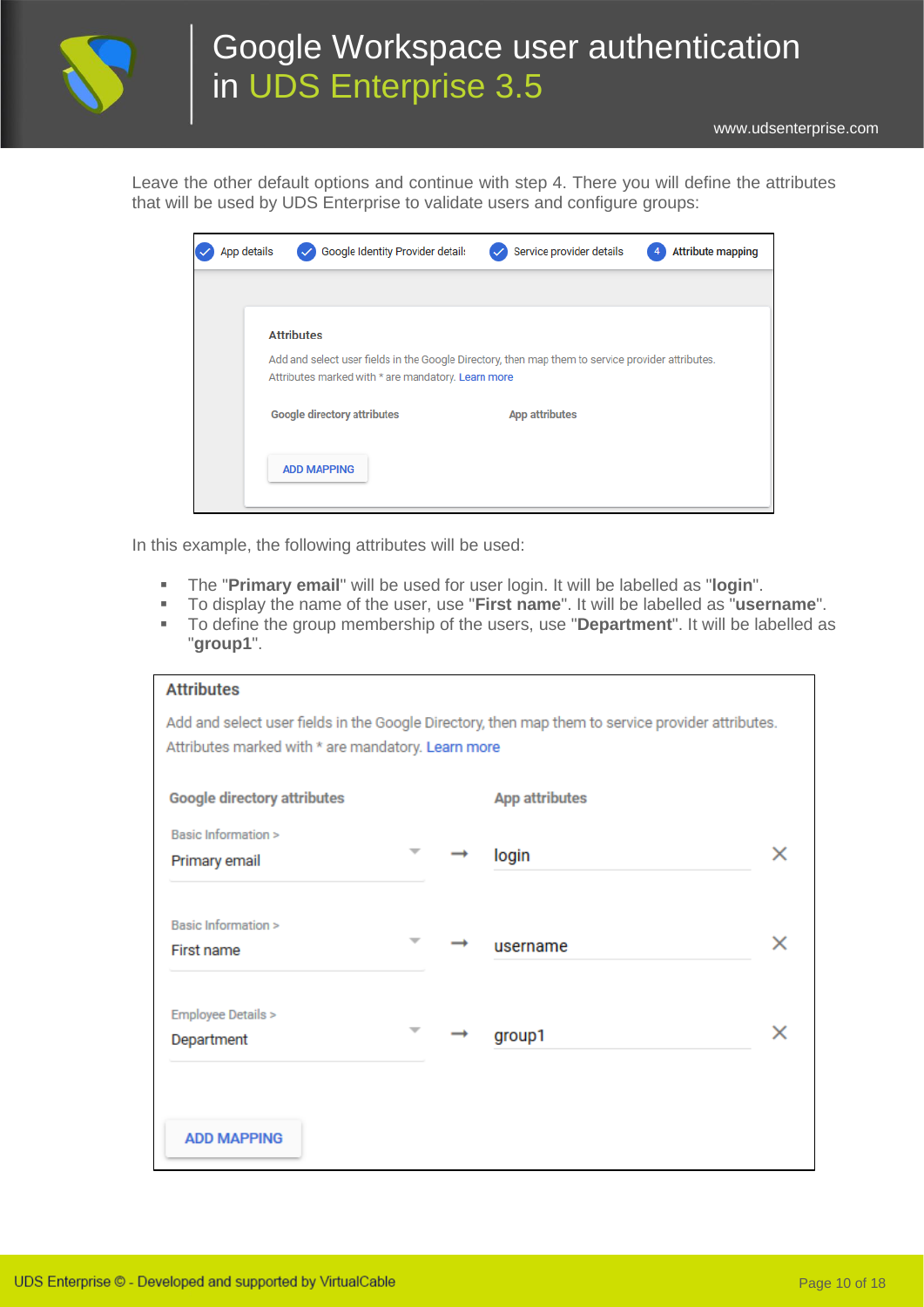Leave the other default options and continue with step 4. There you will define the attributes that will be used by UDS Enterprise to validate users and configure groups:

In this example, the following attributes will be used:

- The "**Primary email**" will be used for user login. It will be labelled as "**login**".
- To display the name of the user, use "**First name**". It will be labelled as "**username**".
- To define the group membership of the users, use "**Department**". It will be labelled as "**group1**".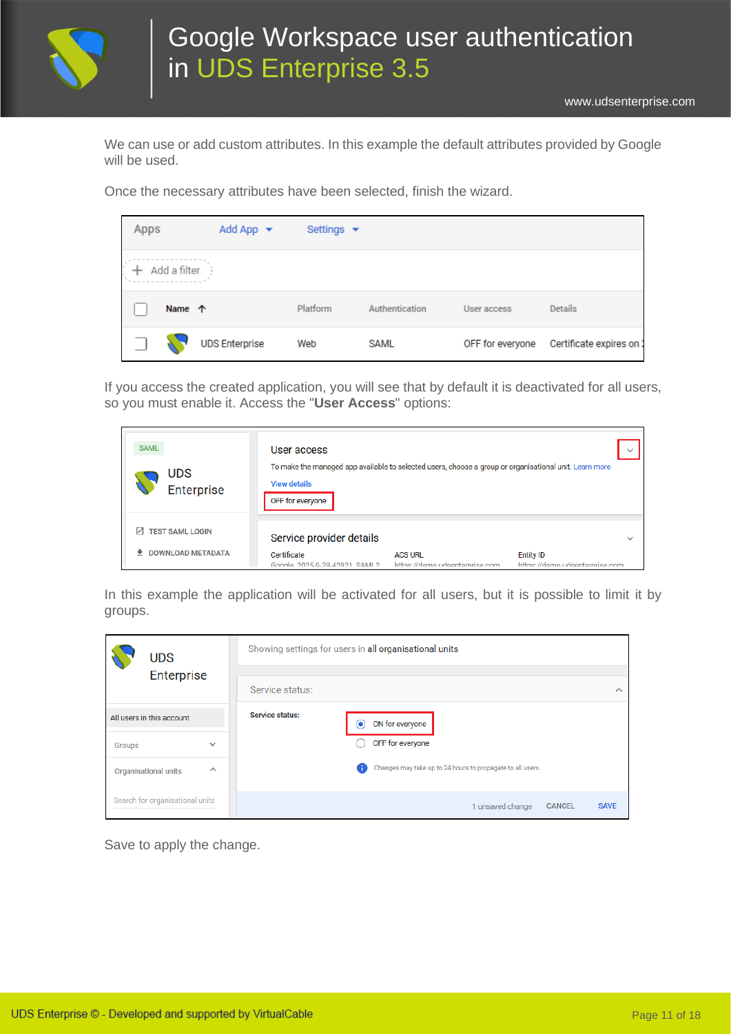We can use or add custom attributes. In this example the default attributes provided by Google will be used.

Once the necessary attributes have been selected, finish the wizard.

If you access the created application, you will see that by default it is deactivated for all users, so you must enable it. Access the "**User Access**" options:

In this example the application will be activated for all users, but it is possible to limit it by groups.

Save to apply the change.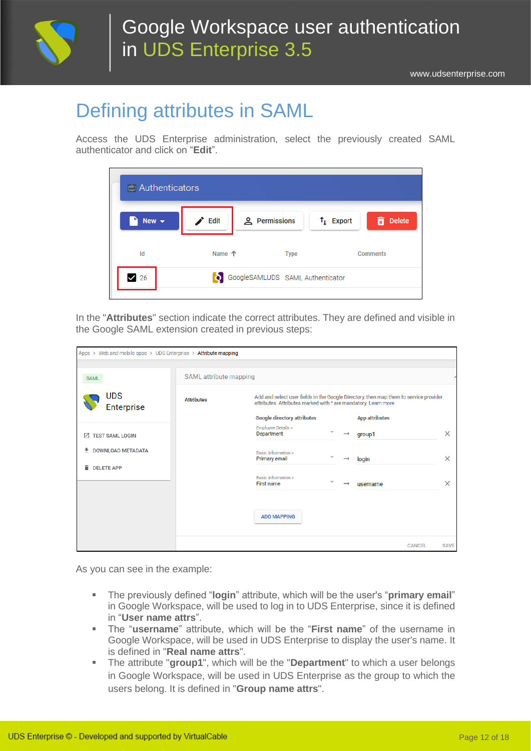## Defining attributes in SAML

Access the UDS Enterprise administration, select the previously created SAML authenticator and click on "**Edit**".

In the "**Attributes**" section indicate the correct attributes. They are defined and visible in the Google SAML extension created in previous steps:

As you can see in the example:

- The previously defined "**login**" attribute, which will be the user's "**primary email**" in Google Workspace, will be used to log in to UDS Enterprise, since it is defined in "**User name attrs**".
- The "**username**" attribute, which will be the "**First name**" of the username in Google Workspace, will be used in UDS Enterprise to display the user's name. It is defined in "**Real name attrs**".
- The attribute "**group1**", which will be the "**Department**" to which a user belongs in Google Workspace, will be used in UDS Enterprise as the group to which the users belong. It is defined in "**Group name attrs**".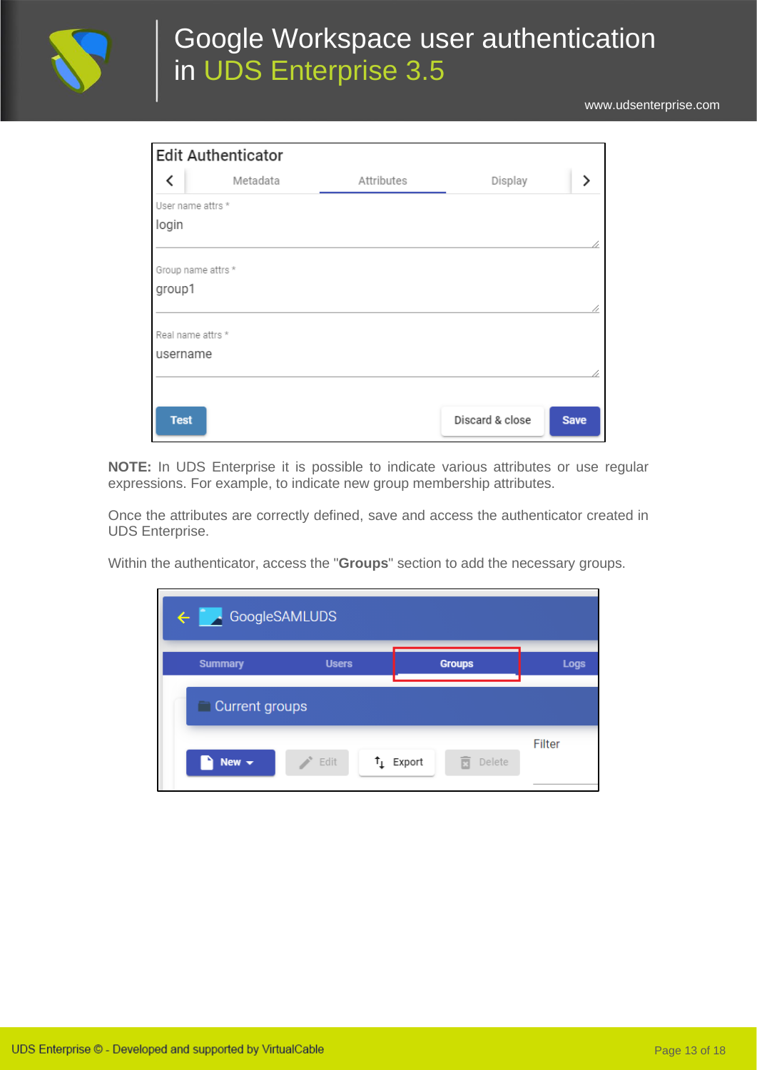**NOTE:** In UDS Enterprise it is possible to indicate various attributes or use regular expressions. For example, to indicate new group membership attributes.

Once the attributes are correctly defined, save and access the authenticator created in UDS Enterprise.

Within the authenticator, access the "**Groups**" section to add the necessary groups.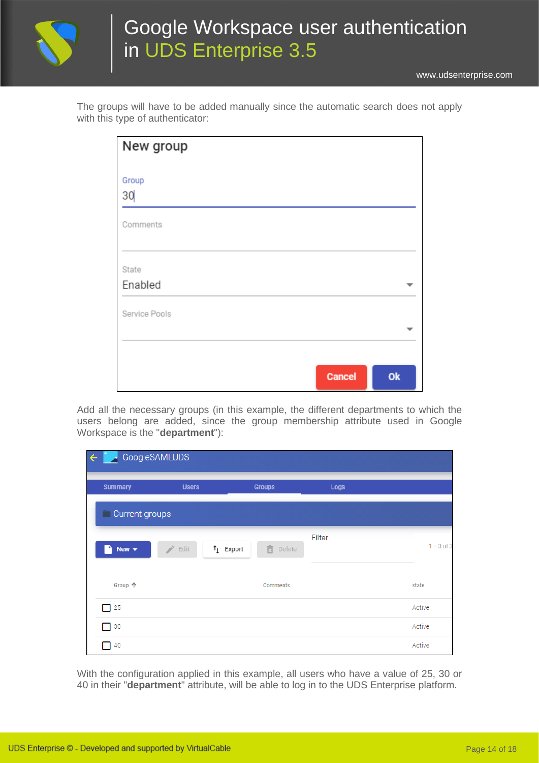The groups will have to be added manually since the automatic search does not apply with this type of authenticator:

Add all the necessary groups (in this example, the different departments to which the users belong are added, since the group membership attribute used in Google Workspace is the "**department**"):

With the configuration applied in this example, all users who have a value of 25, 30 or 40 in their "**department**" attribute, will be able to log in to the UDS Enterprise platform.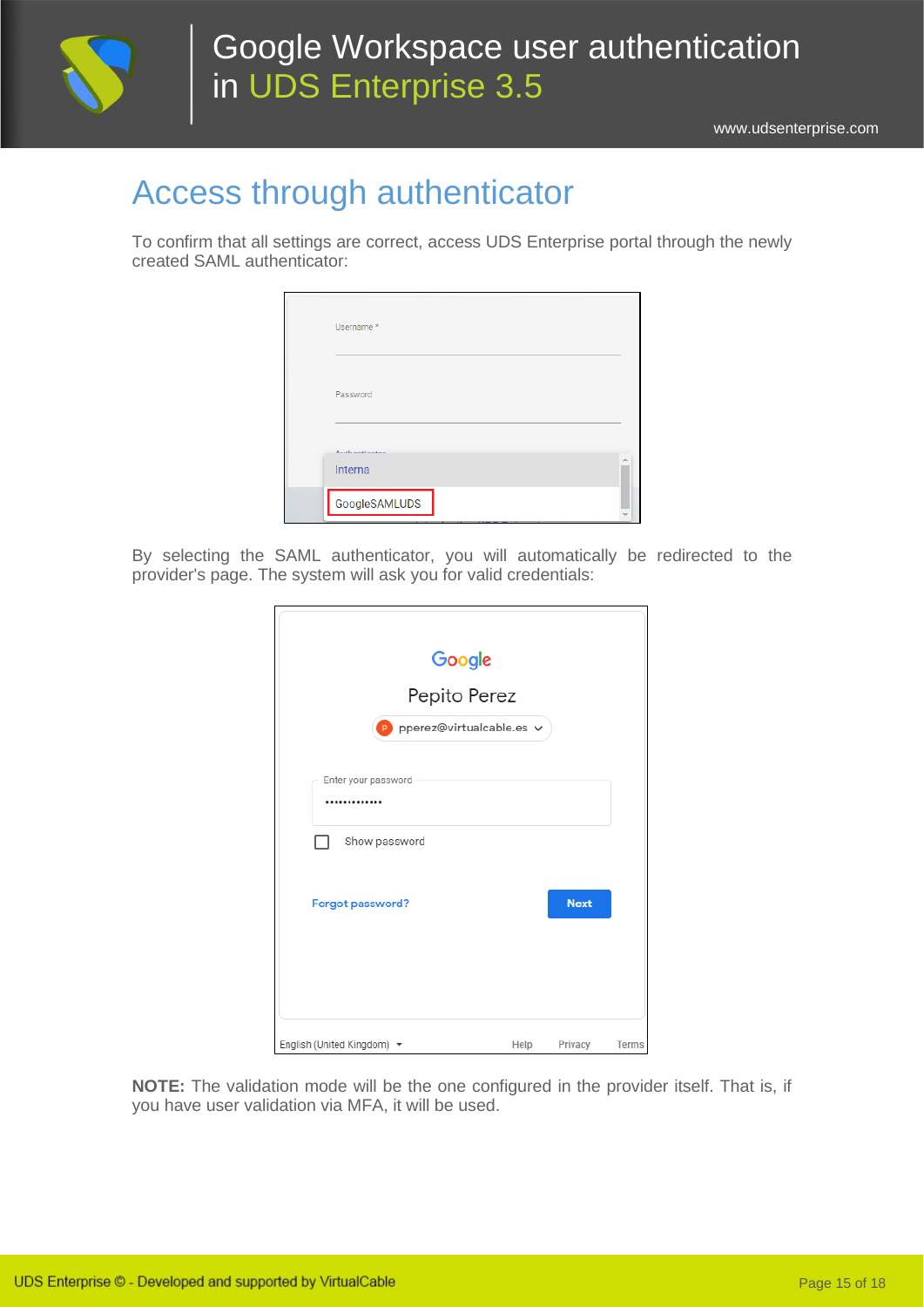# Access through authenticator

To confirm that all settings are correct, access UDS Enterprise portal through the newly created SAML authenticator:

By selecting the SAML authenticator, you will automatically be redirected to the provider's page. The system will ask you for valid credentials:

**NOTE:** The validation mode will be the one configured in the provider itself. That is, if you have user validation via MFA, it will be used.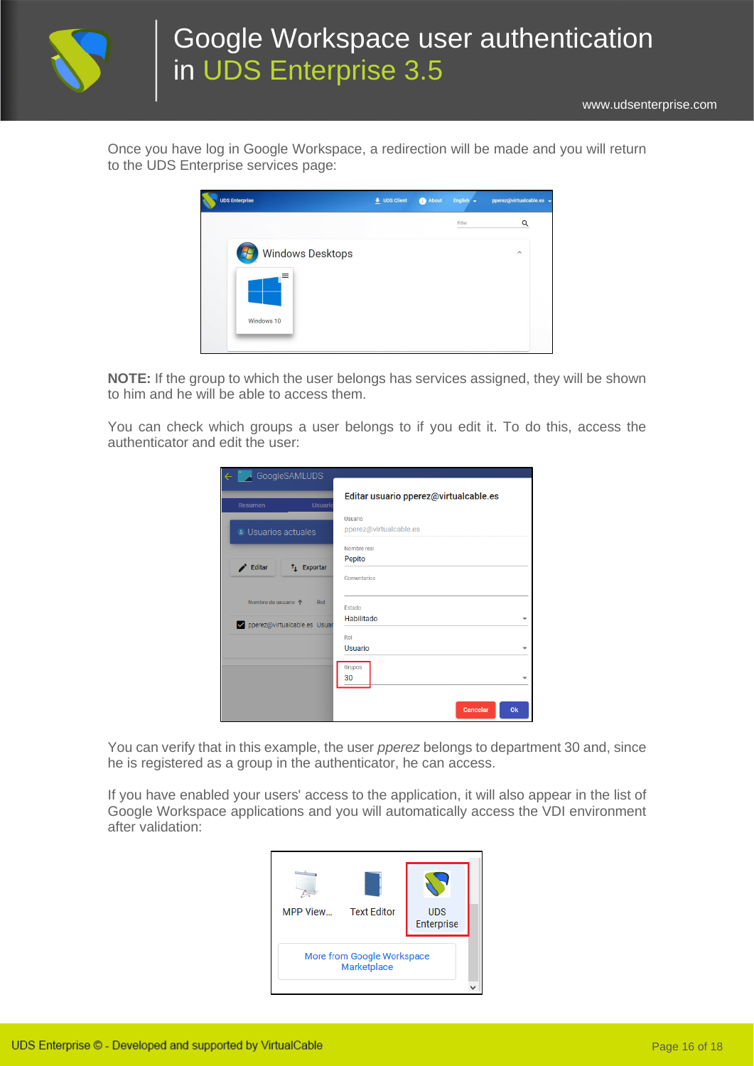Once you have log in Google Workspace, a redirection will be made and you will return to the UDS Enterprise services page:

**NOTE:** If the group to which the user belongs has services assigned, they will be shown to him and he will be able to access them.

You can check which groups a user belongs to if you edit it. To do this, access the authenticator and edit the user:

You can verify that in this example, the user *pperez* belongs to department 30 and, since he is registered as a group in the authenticator, he can access.

If you have enabled your users' access to the application, it will also appear in the list of Google Workspace applications and you will automatically access the VDI environment after validation: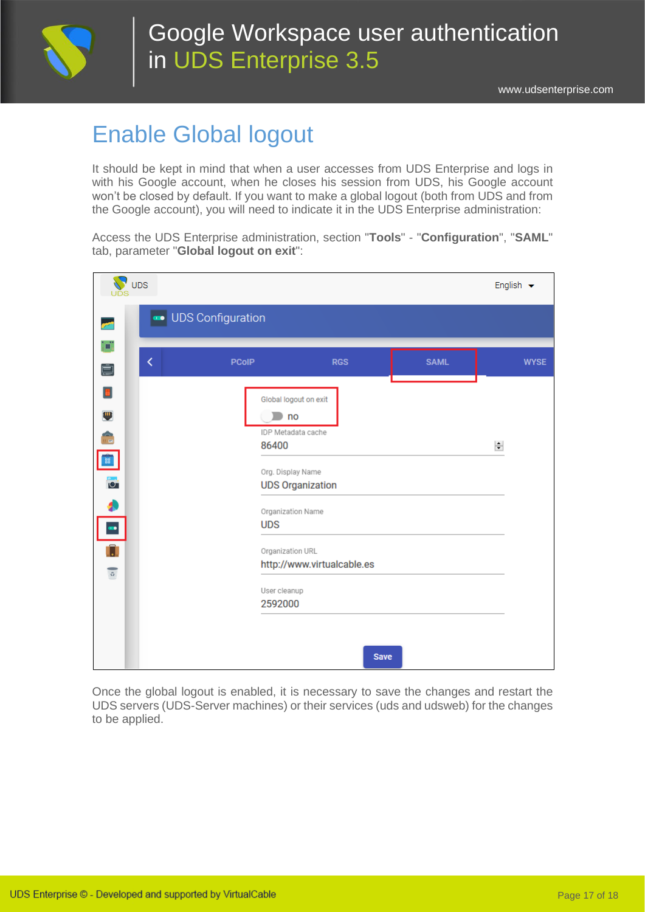# Enable Global logout

It should be kept in mind that when a user accesses from UDS Enterprise and logs in with his Google account, when he closes his session from UDS, his Google account won't be closed by default. If you want to make a global logout (both from UDS and from the Google account), you will need to indicate it in the UDS Enterprise administration:

Access the UDS Enterprise administration, section "**Tools**" - "**Configuration**", "**SAML**" tab, parameter "**Global logout on exit**":

Once the global logout is enabled, it is necessary to save the changes and restart the UDS servers (UDS-Server machines) or their services (uds and udsweb) for the changes to be applied.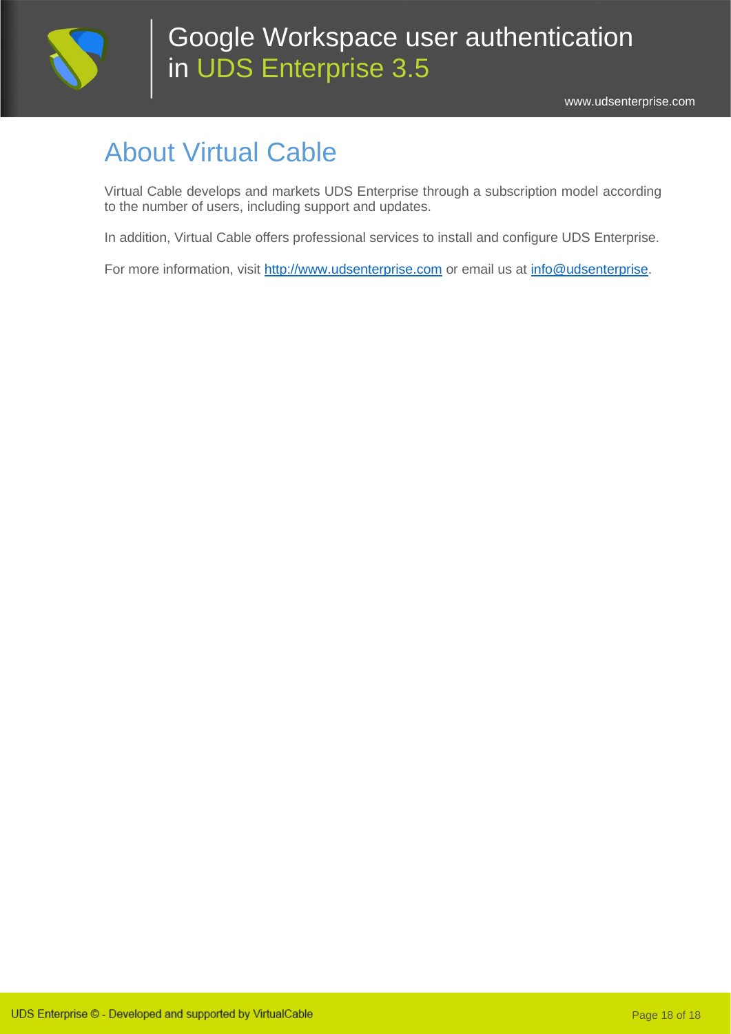# About Virtual Cable

Virtual Cable develops and markets UDS Enterprise through a subscription model according to the number of users, including support and updates.

In addition, Virtual Cable offers professional services to install and configure UDS Enterprise.

For more information, visit http://www.udsenterprise.com or email us at info@udsenterprise.